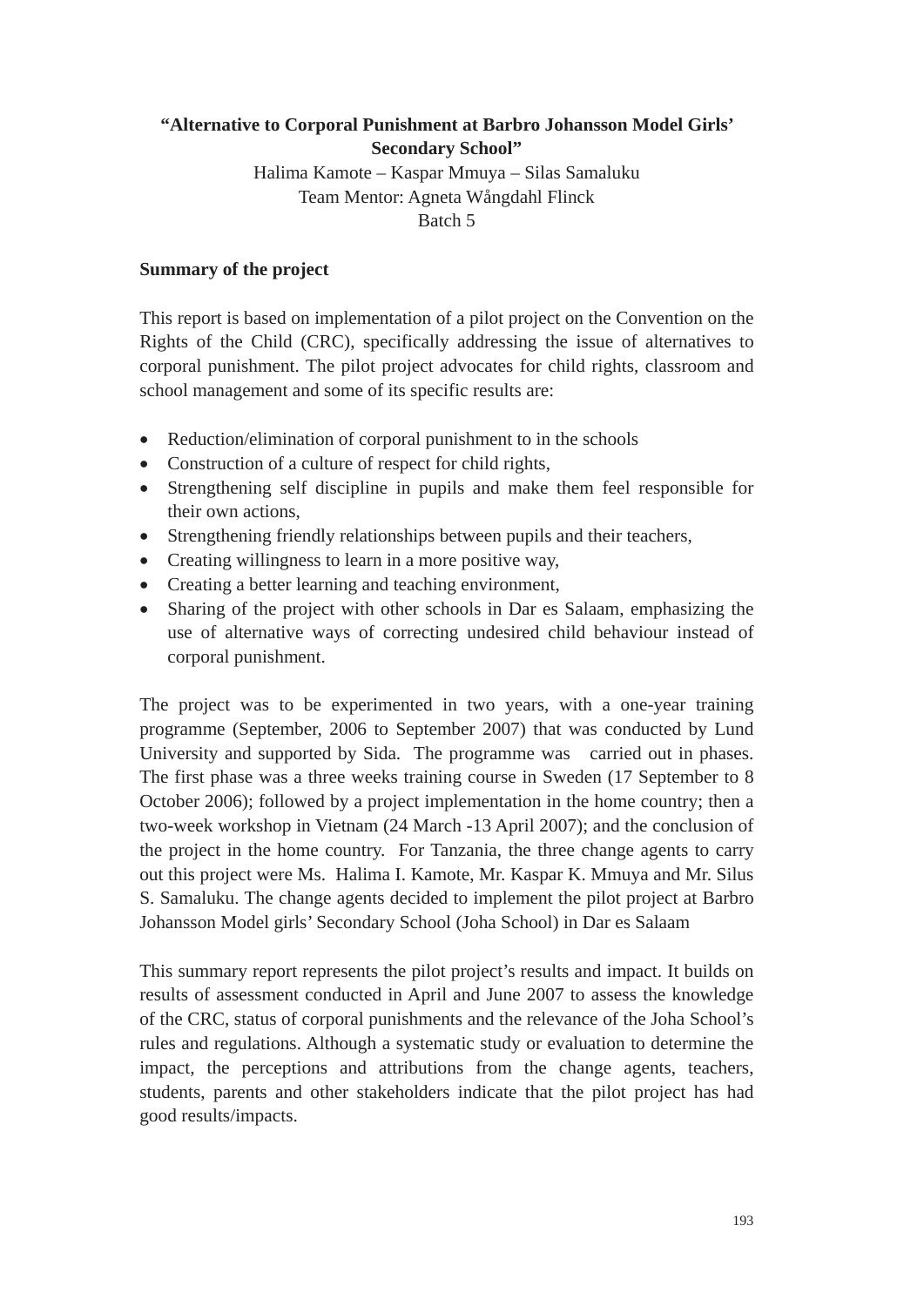# "Alternative to Corporal Punishment at Barbro Johansson Model Girls' Secondary School"

Halima Kamote – Kaspar Mmuya – Silas Samaluku

Team Mentor: Agneta Wångdahl Flinck

Batch 5

## Summary of the project

This report is based on implementation of a pilot project on the Convention on the Rights of the Child (CRC), specifically addressing the issue of alternatives to corporal punishment. The pilot project advocates for child rights, classroom and school management and some of its specific results are:

- Reduction/elimination of corporal punishment to in the schools
- Construction of a culture of respect for child rights,
- Strengthening self discipline in pupils and make them feel responsible for their own actions,
- Strengthening friendly relationships between pupils and their teachers,
- Creating willingness to learn in a more positive way,
- Creating a better learning and teaching environment,
- Sharing of the project with other schools in Dar es Salaam, emphasizing the use of alternative ways of correcting undesired child behaviour instead of corporal punishment.

The project was to be experimented in two years, with a one-year training programme (September, 2006 to September 2007) that was conducted by Lund University and supported by Sida. The programme was carried out in phases. The first phase was a three weeks training course in Sweden (17 September to 8 October 2006); followed by a project implementation in the home country; then a two-week workshop in Vietnam (24 March -13 April 2007); and the conclusion of the project in the home country. For Tanzania, the three change agents to carry out this project were Ms. Halima I. Kamote, Mr. Kaspar K. Mmuya and Mr. Silus S. Samaluku. The change agents decided to implement the pilot project at Barbro Johansson Model girls' Secondary School (Joha School) in Dar es Salaam

This summary report represents the pilot project's results and impact. It builds on results of assessment conducted in April and June 2007 to assess the knowledge of the CRC, status of corporal punishments and the relevance of the Joha School's rules and regulations. Although a systematic study or evaluation to determine the impact, the perceptions and attributions from the change agents, teachers, students, parents and other stakeholders indicate that the pilot project has had good results/impacts.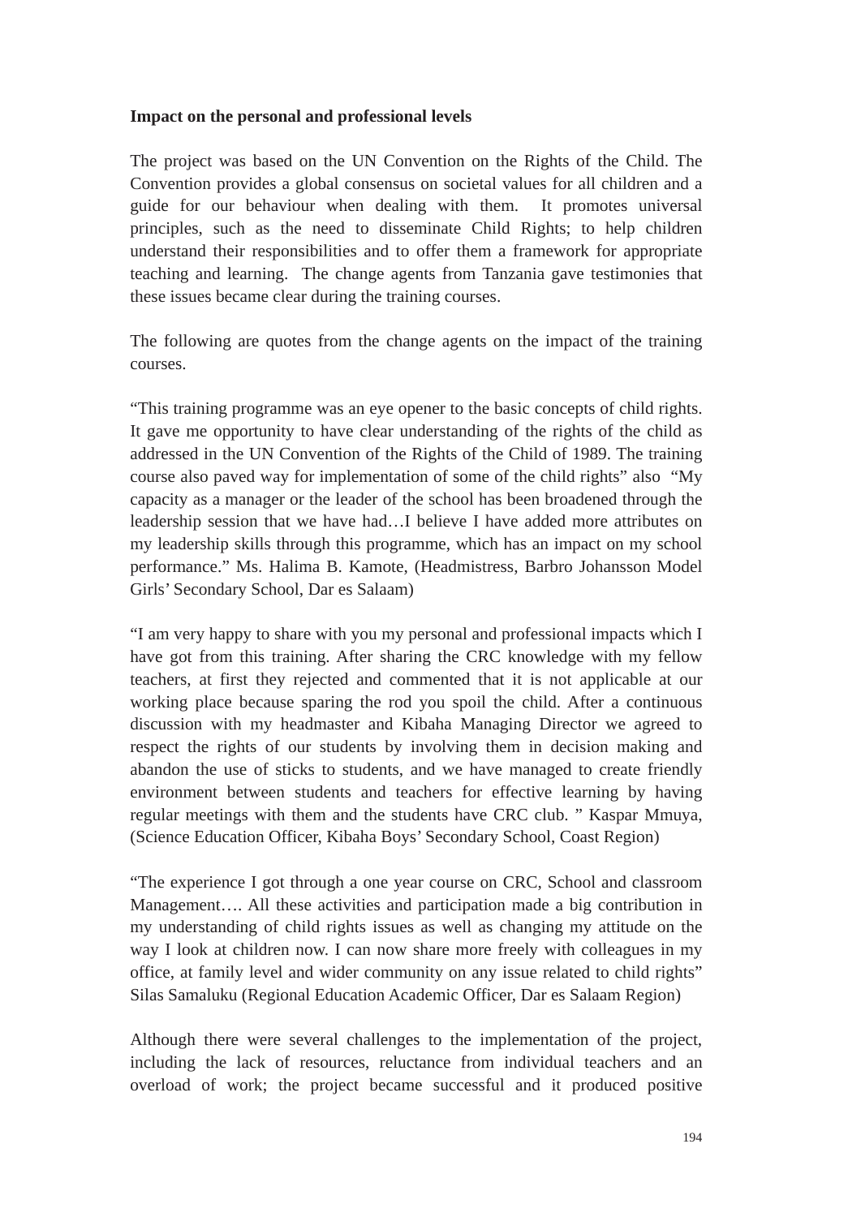**Impact on the personal and professional levels**

The project was based on the UN Convention on the Rights of the Child. The Convention provides a global consensus on societal values for all children and a guide for our behaviour when dealing with them. It promotes universal principles, such as the need to disseminate Child Rights; to help children understand their responsibilities and to offer them a framework for appropriate teaching and learning. The change agents from Tanzania gave testimonies that these issues became clear during the training courses.

The following are quotes from the change agents on the impact of the training courses.

"This training programme was an eye opener to the basic concepts of child rights. It gave me opportunity to have clear understanding of the rights of the child as addressed in the UN Convention of the Rights of the Child of 1989. The training course also paved way for implementation of some of the child rights" also "My capacity as a manager or the leader of the school has been broadened through the leadership session that we have had…I believe I have added more attributes on my leadership skills through this programme, which has an impact on my school performance." Ms. Halima B. Kamote, (Headmistress, Barbro Johansson Model Girls' Secondary School, Dar es Salaam)

"I am very happy to share with you my personal and professional impacts which I have got from this training. After sharing the CRC knowledge with my fellow teachers, at first they rejected and commented that it is not applicable at our working place because sparing the rod you spoil the child. After a continuous discussion with my headmaster and Kibaha Managing Director we agreed to respect the rights of our students by involving them in decision making and abandon the use of sticks to students, and we have managed to create friendly environment between students and teachers for effective learning by having regular meetings with them and the students have CRC club. " Kaspar Mmuya, (Science Education Officer, Kibaha Boys' Secondary School, Coast Region)

"The experience I got through a one year course on CRC, School and classroom Management…. All these activities and participation made a big contribution in my understanding of child rights issues as well as changing my attitude on the way I look at children now. I can now share more freely with colleagues in my office, at family level and wider community on any issue related to child rights" Silas Samaluku (Regional Education Academic Officer, Dar es Salaam Region)

Although there were several challenges to the implementation of the project, including the lack of resources, reluctance from individual teachers and an overload of work; the project became successful and it produced positive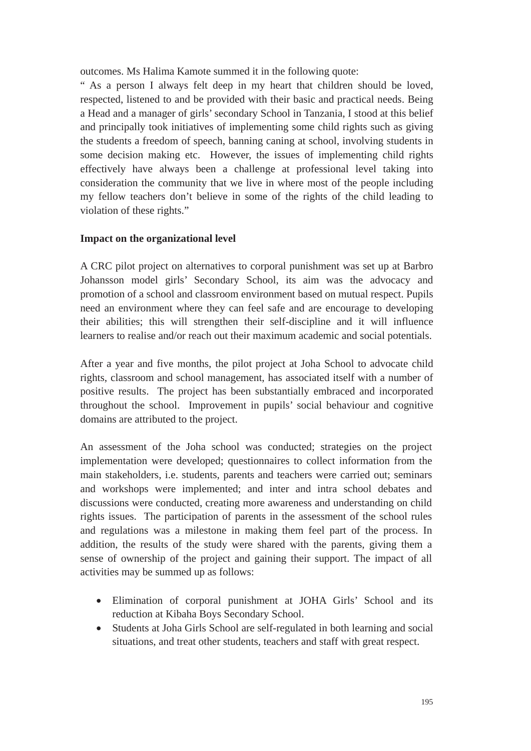outcomes. Ms Halima Kamote summed it in the following quote:

" As a person I always felt deep in my heart that children should be loved, respected, listened to and be provided with their basic and practical needs. Being a Head and a manager of girls' secondary School in Tanzania, I stood at this belief and principally took initiatives of implementing some child rights such as giving the students a freedom of speech, banning caning at school, involving students in some decision making etc. However, the issues of implementing child rights effectively have always been a challenge at professional level taking into consideration the community that we live in where most of the people including my fellow teachers don't believe in some of the rights of the child leading to violation of these rights."

**Impact on the organizational level**

A CRC pilot project on alternatives to corporal punishment was set up at Barbro Johansson model girls' Secondary School, its aim was the advocacy and promotion of a school and classroom environment based on mutual respect. Pupils need an environment where they can feel safe and are encourage to developing their abilities; this will strengthen their self-discipline and it will influence learners to realise and/or reach out their maximum academic and social potentials.

After a year and five months, the pilot project at Joha School to advocate child rights, classroom and school management, has associated itself with a number of positive results. The project has been substantially embraced and incorporated throughout the school. Improvement in pupils' social behaviour and cognitive domains are attributed to the project.

An assessment of the Joha school was conducted; strategies on the project implementation were developed; questionnaires to collect information from the main stakeholders, i.e. students, parents and teachers were carried out; seminars and workshops were implemented; and inter and intra school debates and discussions were conducted, creating more awareness and understanding on child rights issues. The participation of parents in the assessment of the school rules and regulations was a milestone in making them feel part of the process. In addition, the results of the study were shared with the parents, giving them a sense of ownership of the project and gaining their support. The impact of all activities may be summed up as follows:

- Elimination of corporal punishment at JOHA Girls' School and its reduction at Kibaha Boys Secondary School.
- Students at Joha Girls School are self-regulated in both learning and social situations, and treat other students, teachers and staff with great respect.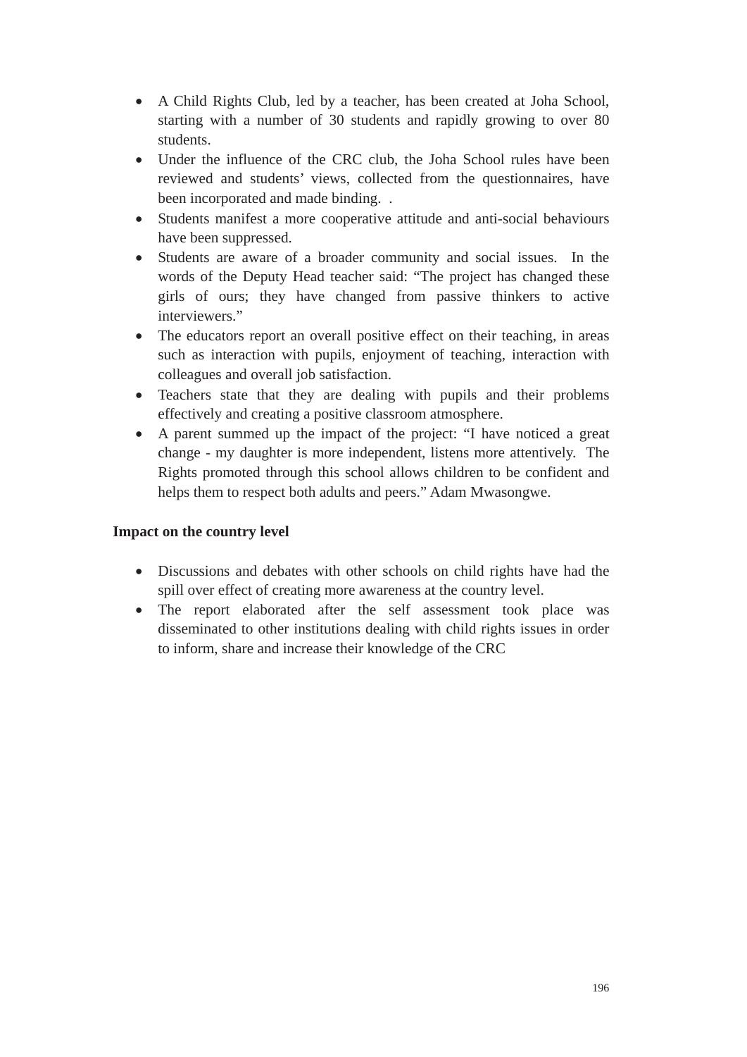- A Child Rights Club, led by a teacher, has been created at Joha School, starting with a number of 30 students and rapidly growing to over 80 students.
- Under the influence of the CRC club, the Joha School rules have been reviewed and students' views, collected from the questionnaires, have been incorporated and made binding. .
- Students manifest a more cooperative attitude and anti-social behaviours have been suppressed.
- Students are aware of a broader community and social issues. In the words of the Deputy Head teacher said: "The project has changed these girls of ours; they have changed from passive thinkers to active interviewers."
- The educators report an overall positive effect on their teaching, in areas such as interaction with pupils, enjoyment of teaching, interaction with colleagues and overall job satisfaction.
- Teachers state that they are dealing with pupils and their problems effectively and creating a positive classroom atmosphere.
- A parent summed up the impact of the project: "I have noticed a great change - my daughter is more independent, listens more attentively. The Rights promoted through this school allows children to be confident and helps them to respect both adults and peers." Adam Mwasongwe.

**Impact on the country level**

- Discussions and debates with other schools on child rights have had the spill over effect of creating more awareness at the country level.
- The report elaborated after the self assessment took place was disseminated to other institutions dealing with child rights issues in order to inform, share and increase their knowledge of the CRC